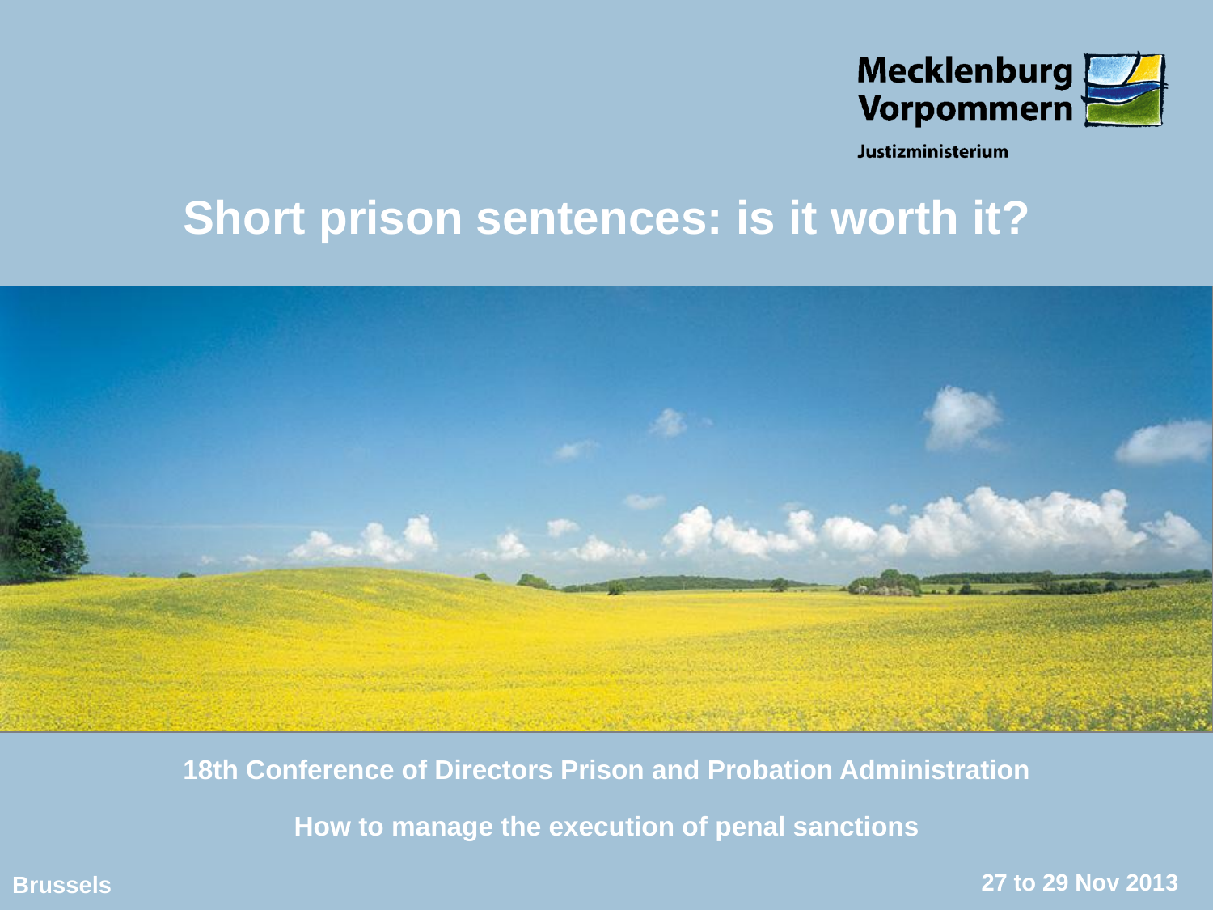Mecklenburg Vorpommern

Justizministerium

# Short prison sentences: is it worth it?

**18th Conference of Directors Prison and Probation Administration**

**How to manage the execution of penal sanctions**

**Brussels**

**27 to 29 Nov 2013**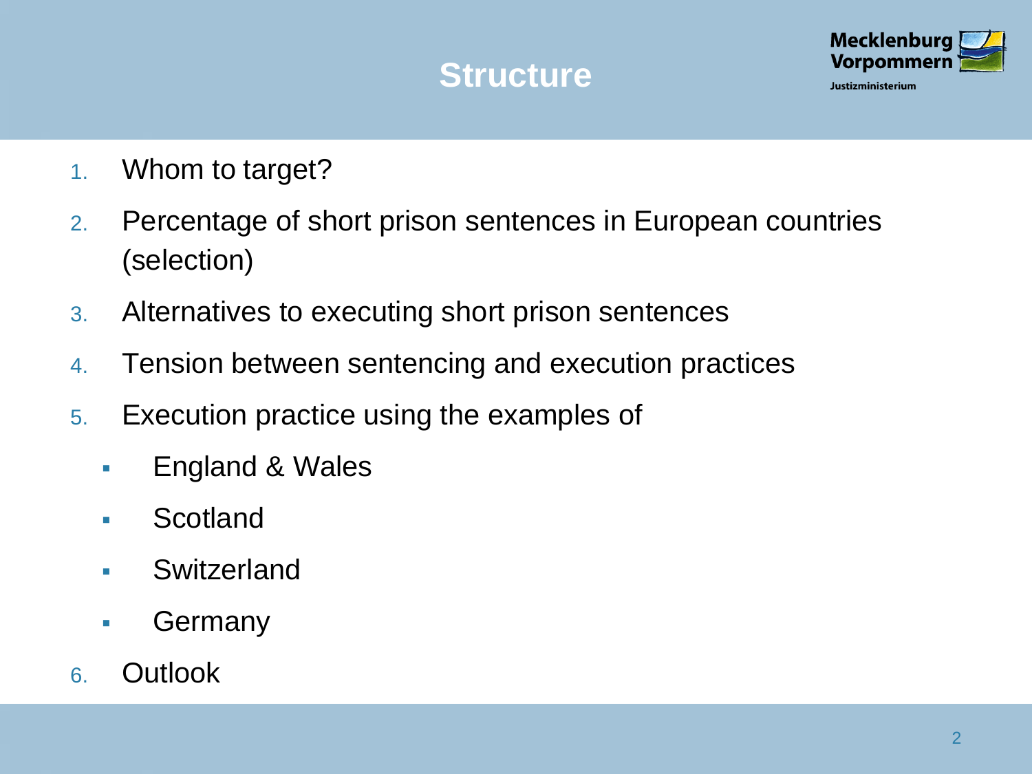# Structure

1. Whom to target?
2. Percentage of short prison sentences in European countries (selection)
3. Alternatives to executing short prison sentences
4. Tension between sentencing and execution practices
5. Execution practice using the examples of
   - England & Wales
   - Scotland
   - Switzerland
   - Germany
6. Outlook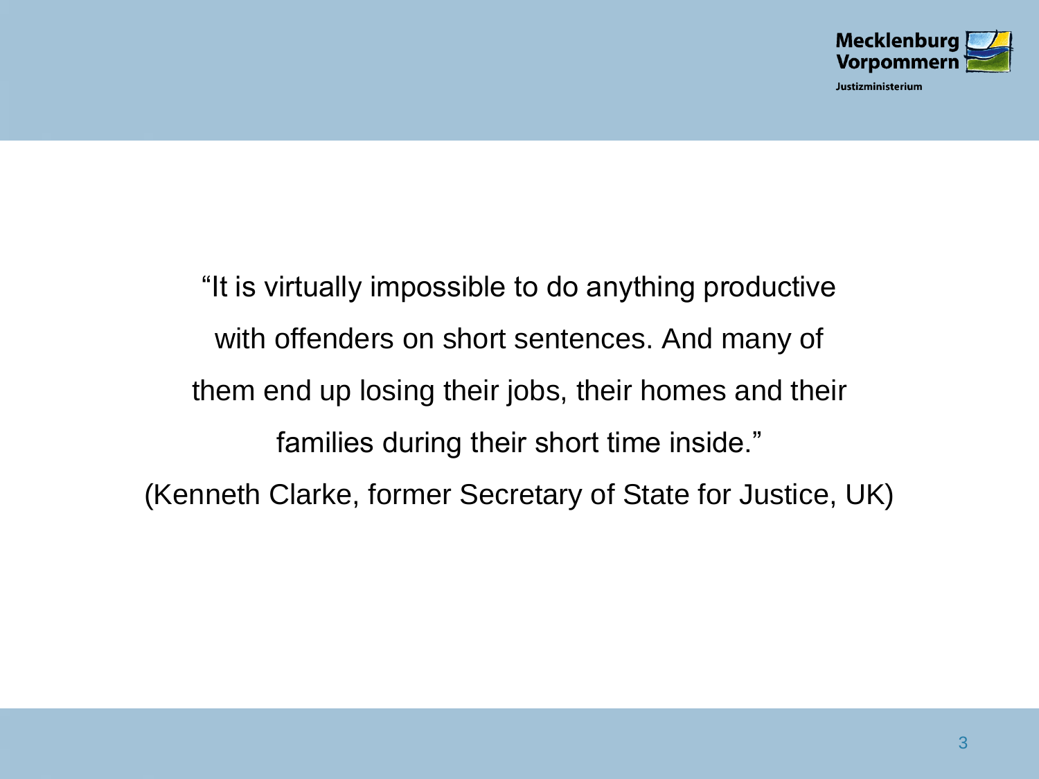"It is virtually impossible to do anything productive with offenders on short sentences. And many of them end up losing their jobs, their homes and their families during their short time inside."

(Kenneth Clarke, former Secretary of State for Justice, UK)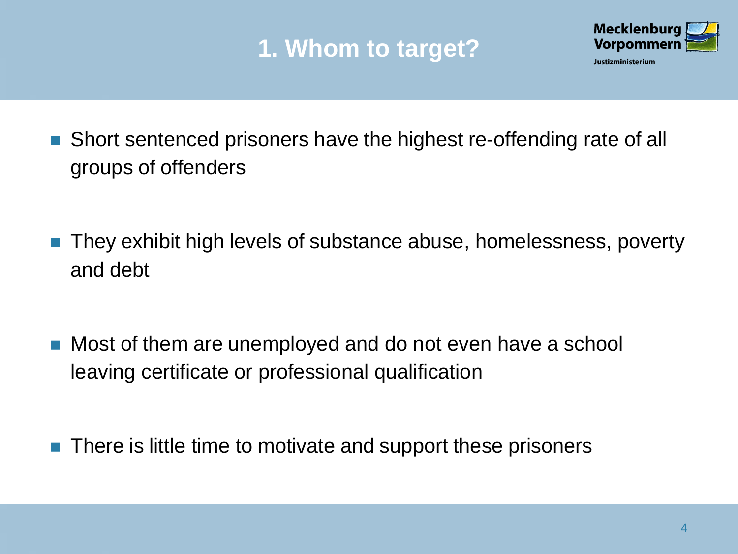# 1. Whom to target?

- Short sentenced prisoners have the highest re-offending rate of all groups of offenders

- They exhibit high levels of substance abuse, homelessness, poverty and debt

- Most of them are unemployed and do not even have a school leaving certificate or professional qualification

- There is little time to motivate and support these prisoners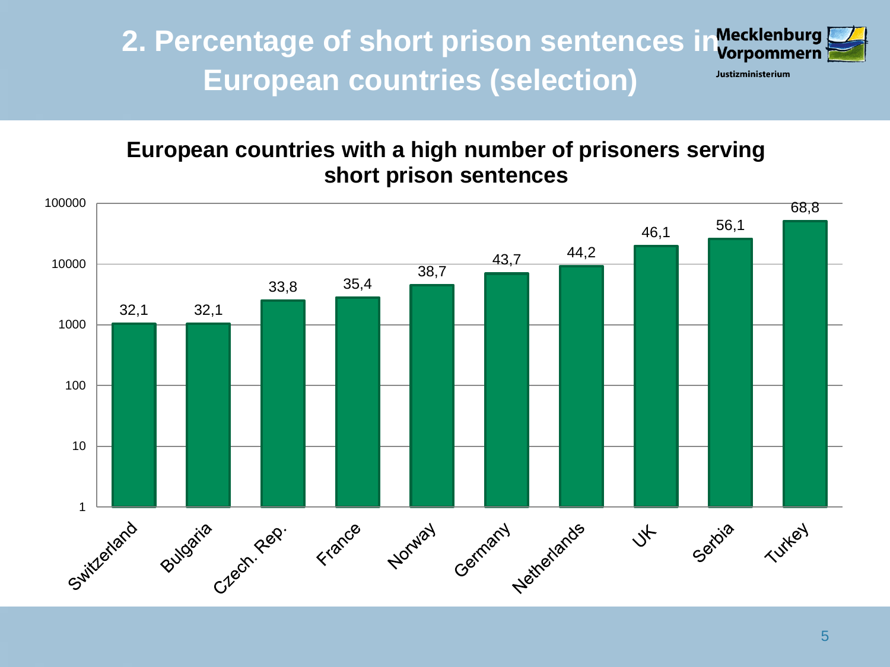# 2. Percentage of short prison sentences in European countries (selection)

Mecklenburg Vorpommern
Justizministerium

## European countries with a high number of prisoners serving short prison sentences

| Country | Percentage |
|---|---|
| Switzerland | 32,1 |
| Bulgaria | 32,1 |
| Czech. Rep. | 33,8 |
| France | 35,4 |
| Norway | 38,7 |
| Germany | 43,7 |
| Netherlands | 44,2 |
| UK | 46,1 |
| Serbia | 56,1 |
| Turkey | 68,8 |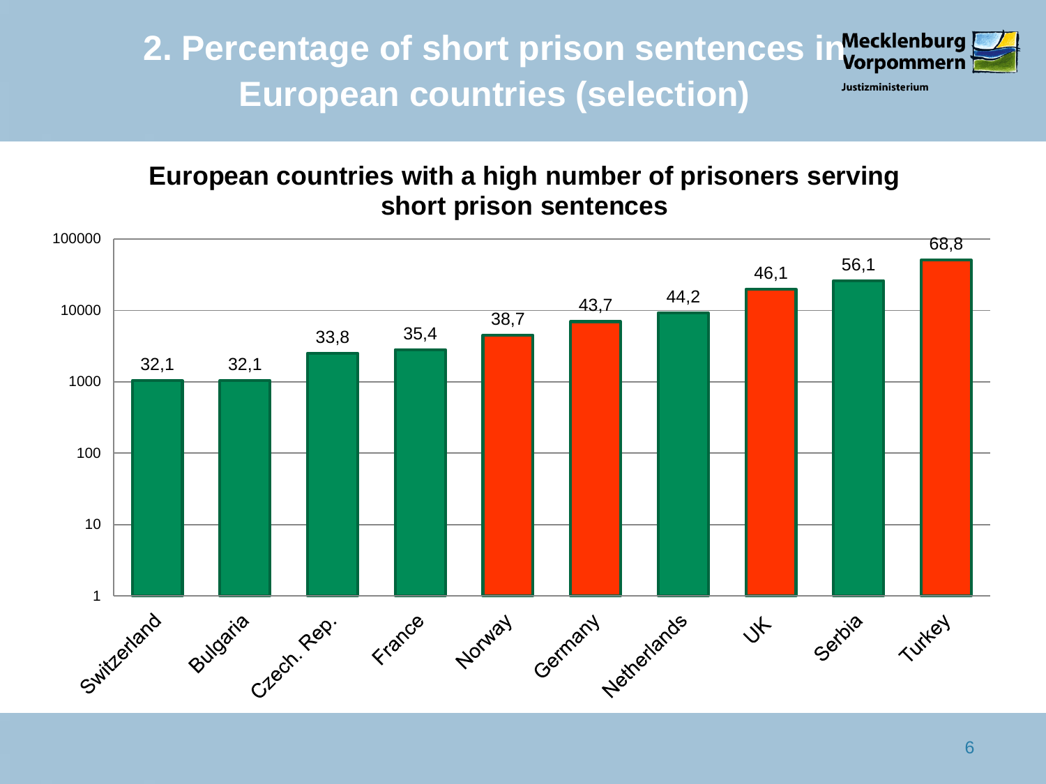# 2. Percentage of short prison sentences in European countries (selection)

Mecklenburg Vorpommern
Justizministerium

## European countries with a high number of prisoners serving short prison sentences

| Country | Percentage |
|---|---|
| Switzerland | 32,1 |
| Bulgaria | 32,1 |
| Czech. Rep. | 33,8 |
| France | 35,4 |
| Norway | 38,7 |
| Germany | 43,7 |
| Netherlands | 44,2 |
| UK | 46,1 |
| Serbia | 56,1 |
| Turkey | 68,8 |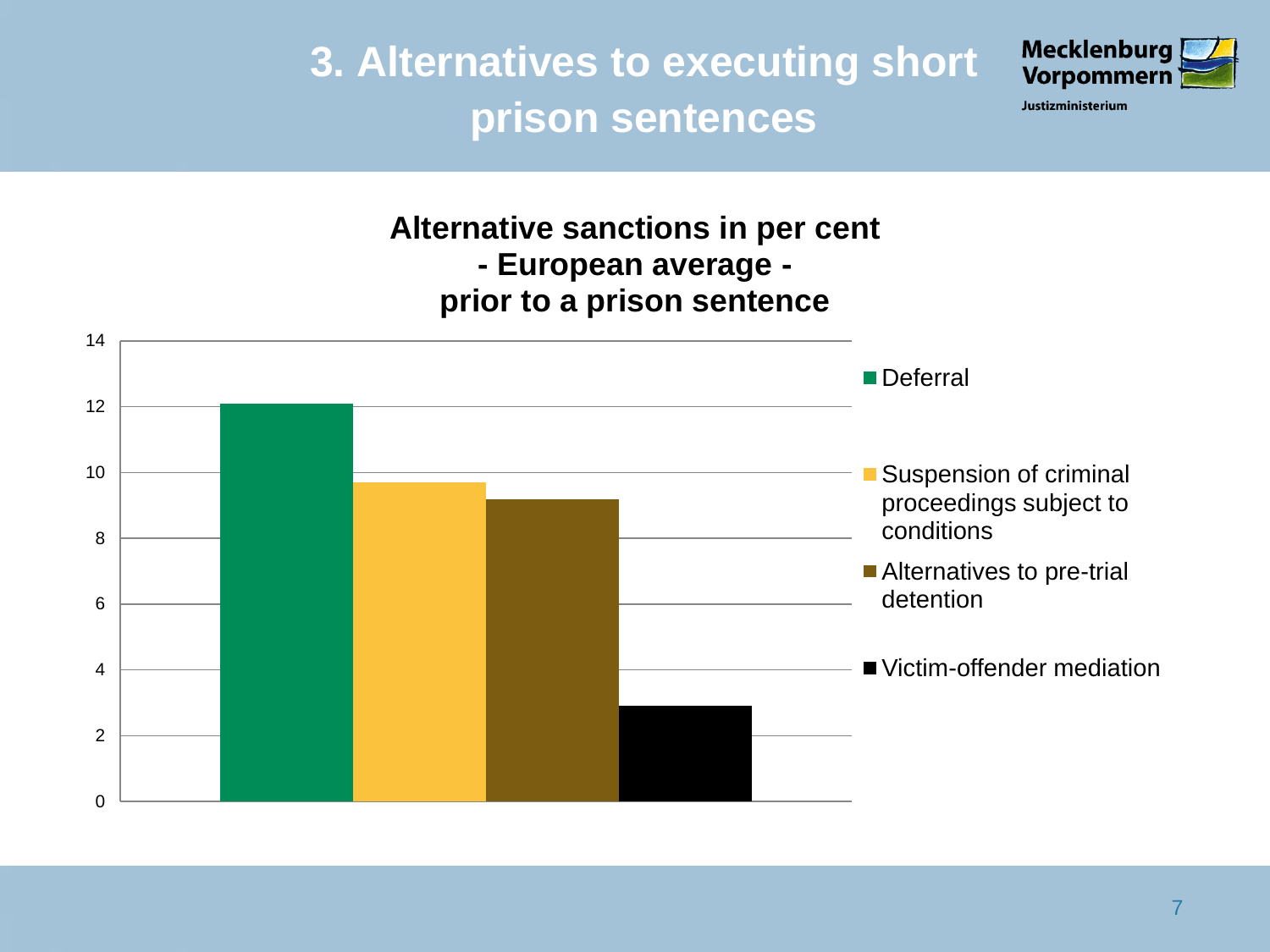# 3. Alternatives to executing short prison sentences

Mecklenburg Vorpommern
Justizministerium

**Alternative sanctions in per cent**
**- European average -**
**prior to a prison sentence**

| Sanction | Per cent (approx.) |
| --- | --- |
| Deferral | 12.1 |
| Suspension of criminal proceedings subject to conditions | 9.7 |
| Alternatives to pre-trial detention | 9.2 |
| Victim-offender mediation | 2.9 |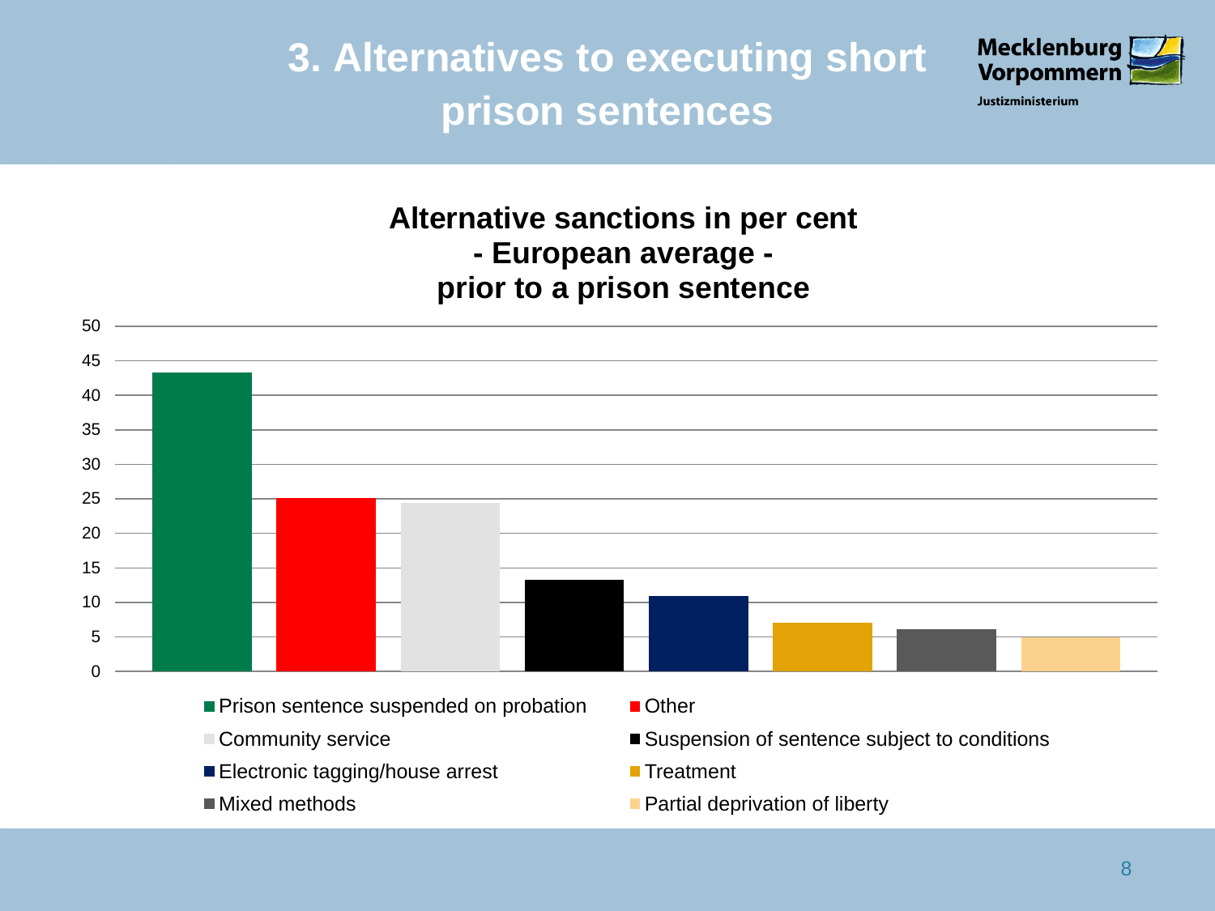# 3. Alternatives to executing short prison sentences

Mecklenburg Vorpommern
Justizministerium

**Alternative sanctions in per cent**
**- European average -**
**prior to a prison sentence**

| Sanction | Per cent (approx.) |
|---|---|
| Prison sentence suspended on probation | 43 |
| Other | 25 |
| Community service | 24 |
| Suspension of sentence subject to conditions | 13 |
| Electronic tagging/house arrest | 11 |
| Treatment | 7 |
| Mixed methods | 6 |
| Partial deprivation of liberty | 5 |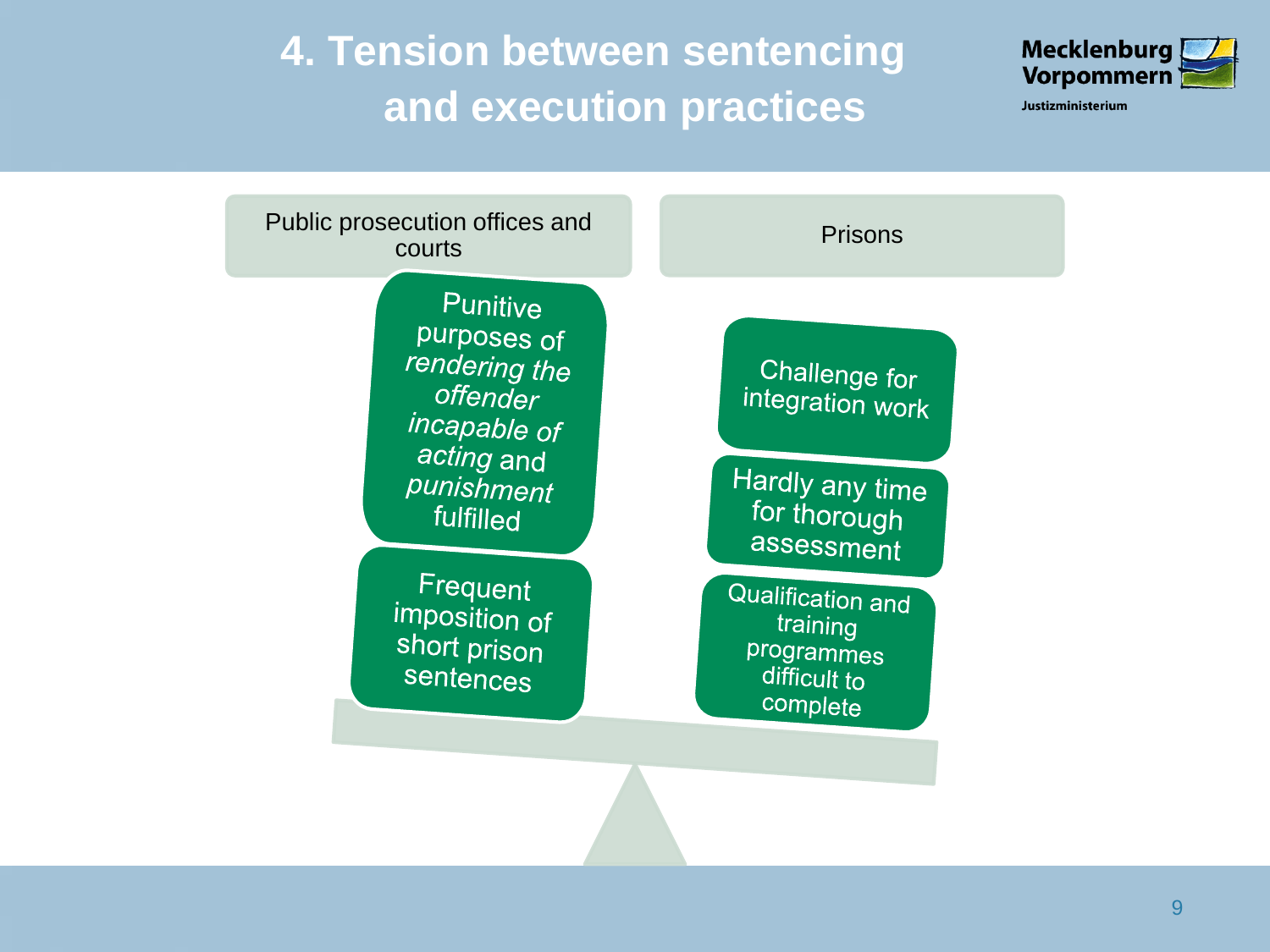# 4. Tension between sentencing and execution practices

Mecklenburg Vorpommern
Justizministerium

| Public prosecution offices and courts | Prisons |
| --- | --- |
| Punitive purposes of *rendering the offender incapable of acting* and *punishment* fulfilled | Challenge for integration work |
| Frequent imposition of short prison sentences | Hardly any time for thorough assessment |
| | Qualification and training programmes difficult to complete |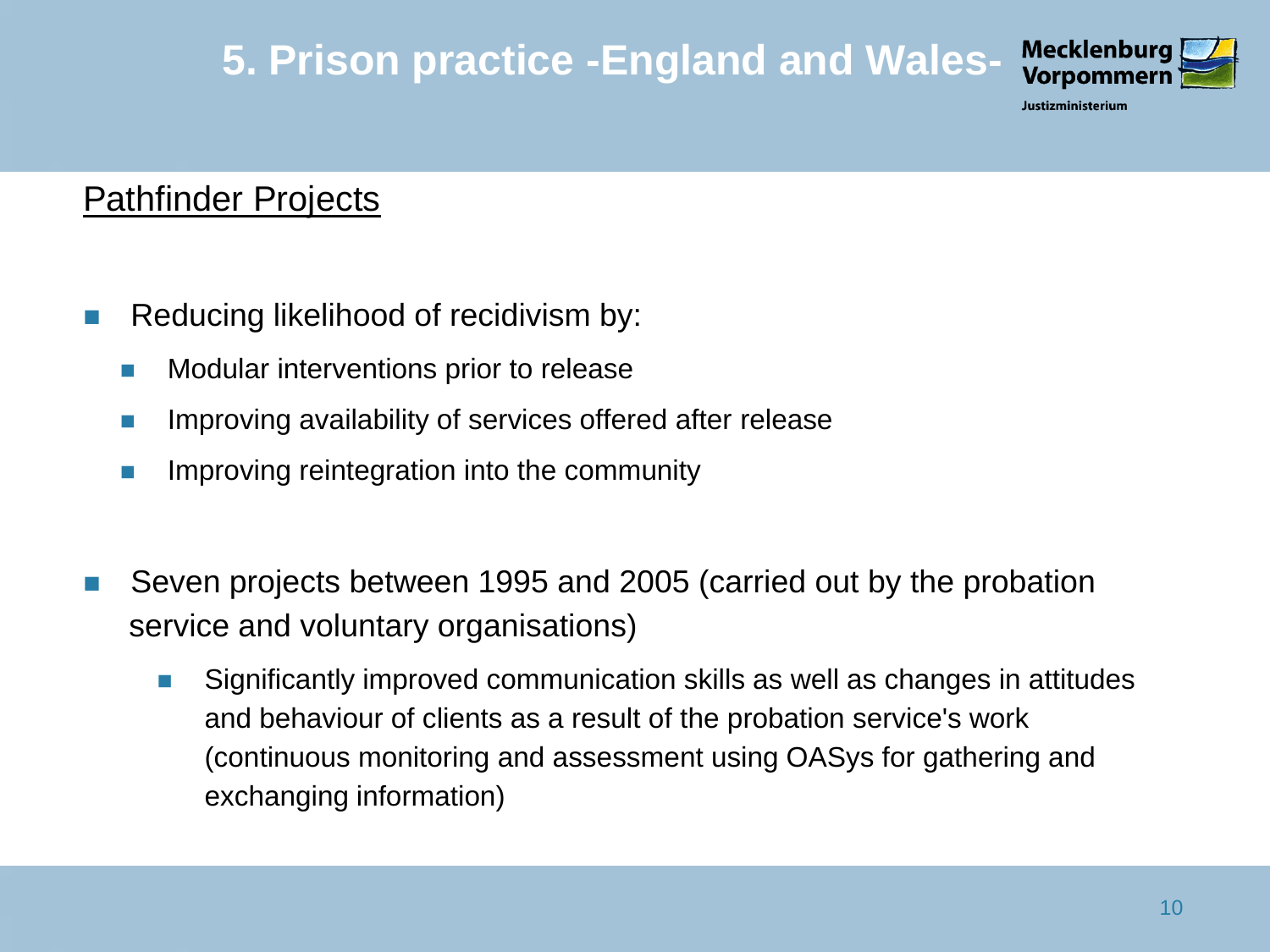# 5. Prison practice -England and Wales-

Mecklenburg Vorpommern
Justizministerium

## Pathfinder Projects

- Reducing likelihood of recidivism by:
  - Modular interventions prior to release
  - Improving availability of services offered after release
  - Improving reintegration into the community
- Seven projects between 1995 and 2005 (carried out by the probation service and voluntary organisations)
  - Significantly improved communication skills as well as changes in attitudes and behaviour of clients as a result of the probation service's work (continuous monitoring and assessment using OASys for gathering and exchanging information)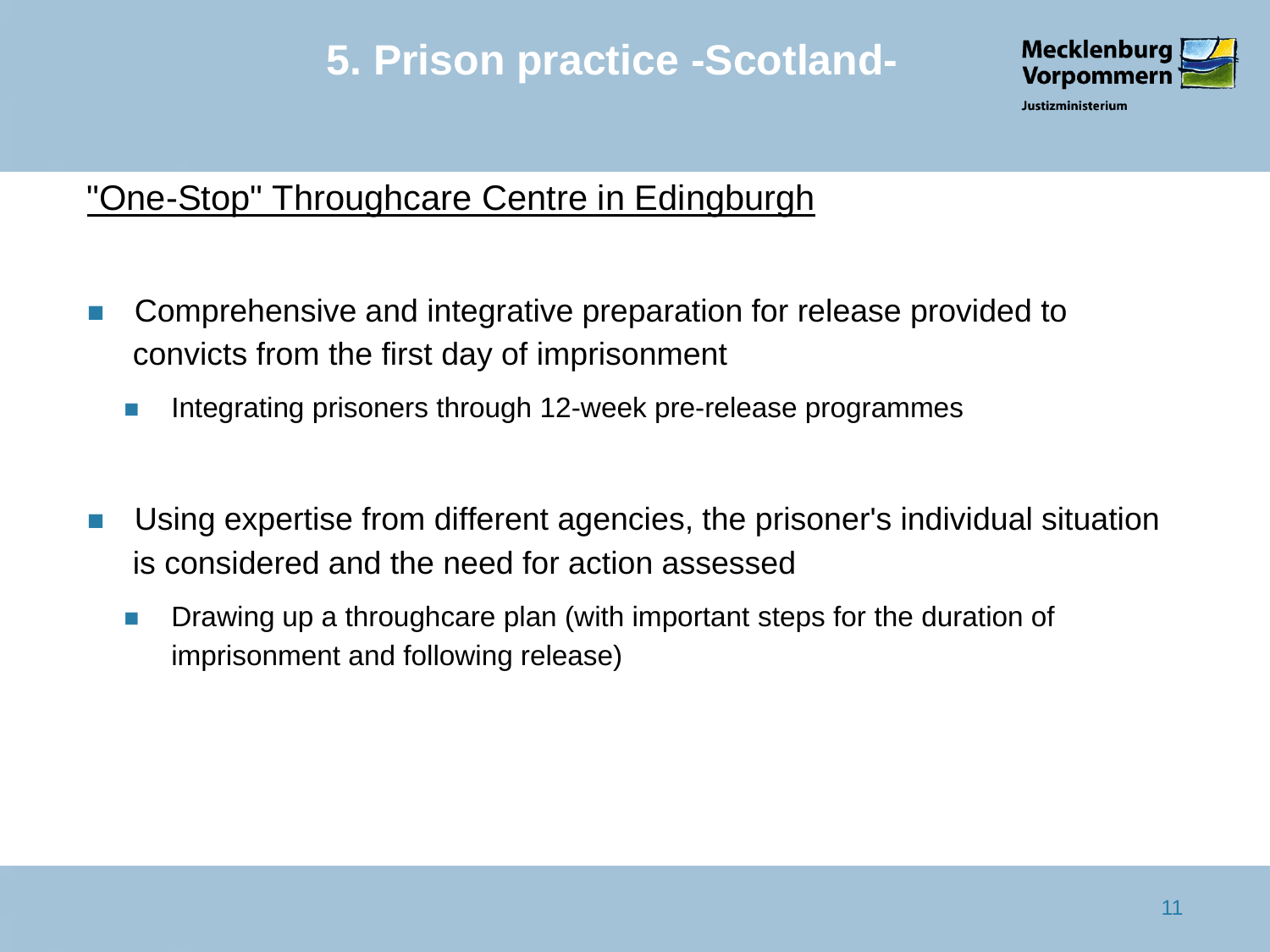# 5. Prison practice -Scotland-

## "One-Stop" Throughcare Centre in Edingburgh

- Comprehensive and integrative preparation for release provided to convicts from the first day of imprisonment
  - Integrating prisoners through 12-week pre-release programmes
- Using expertise from different agencies, the prisoner's individual situation is considered and the need for action assessed
  - Drawing up a throughcare plan (with important steps for the duration of imprisonment and following release)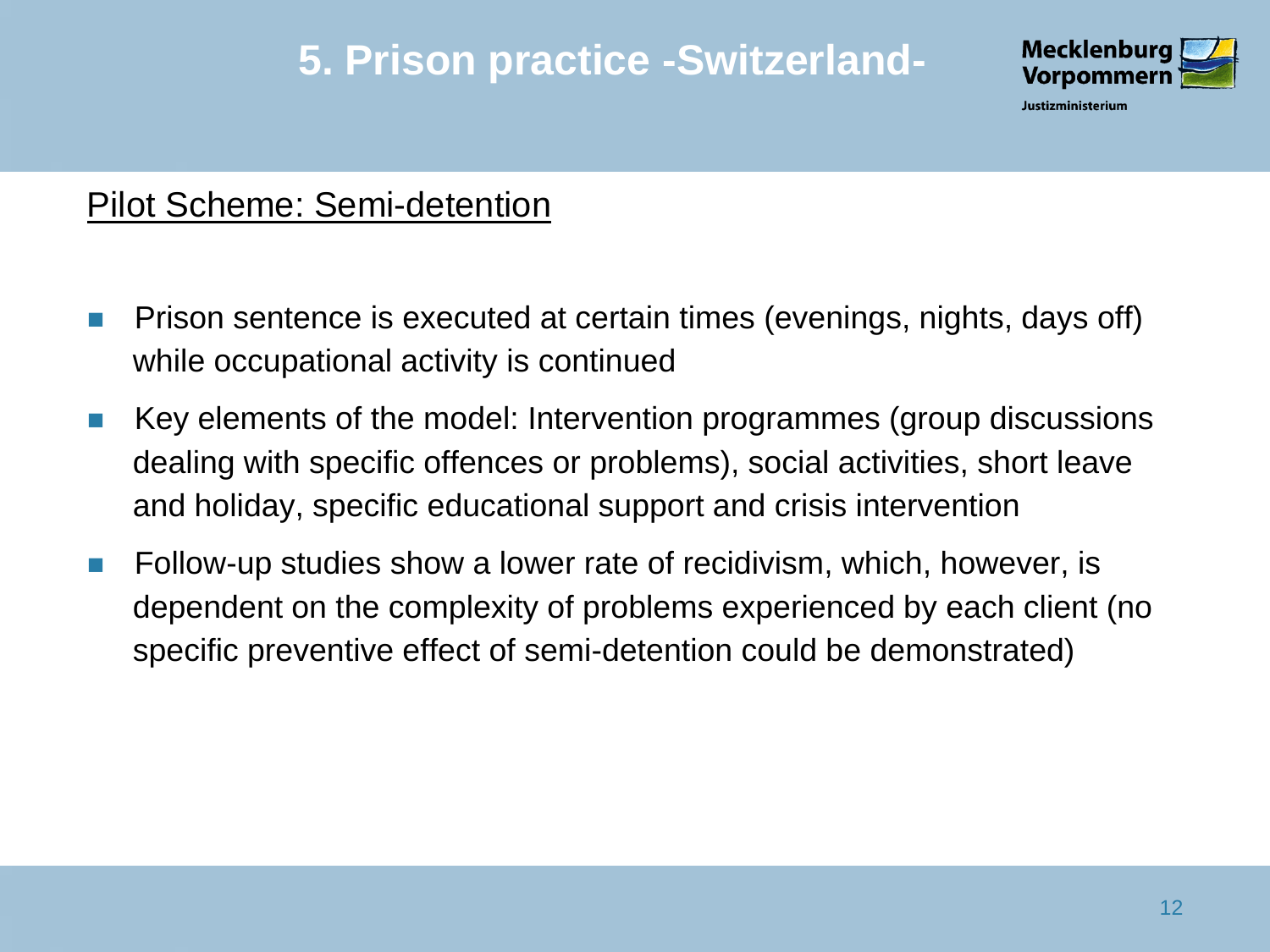# 5. Prison practice -Switzerland-

Pilot Scheme: Semi-detention

- Prison sentence is executed at certain times (evenings, nights, days off) while occupational activity is continued
- Key elements of the model: Intervention programmes (group discussions dealing with specific offences or problems), social activities, short leave and holiday, specific educational support and crisis intervention
- Follow-up studies show a lower rate of recidivism, which, however, is dependent on the complexity of problems experienced by each client (no specific preventive effect of semi-detention could be demonstrated)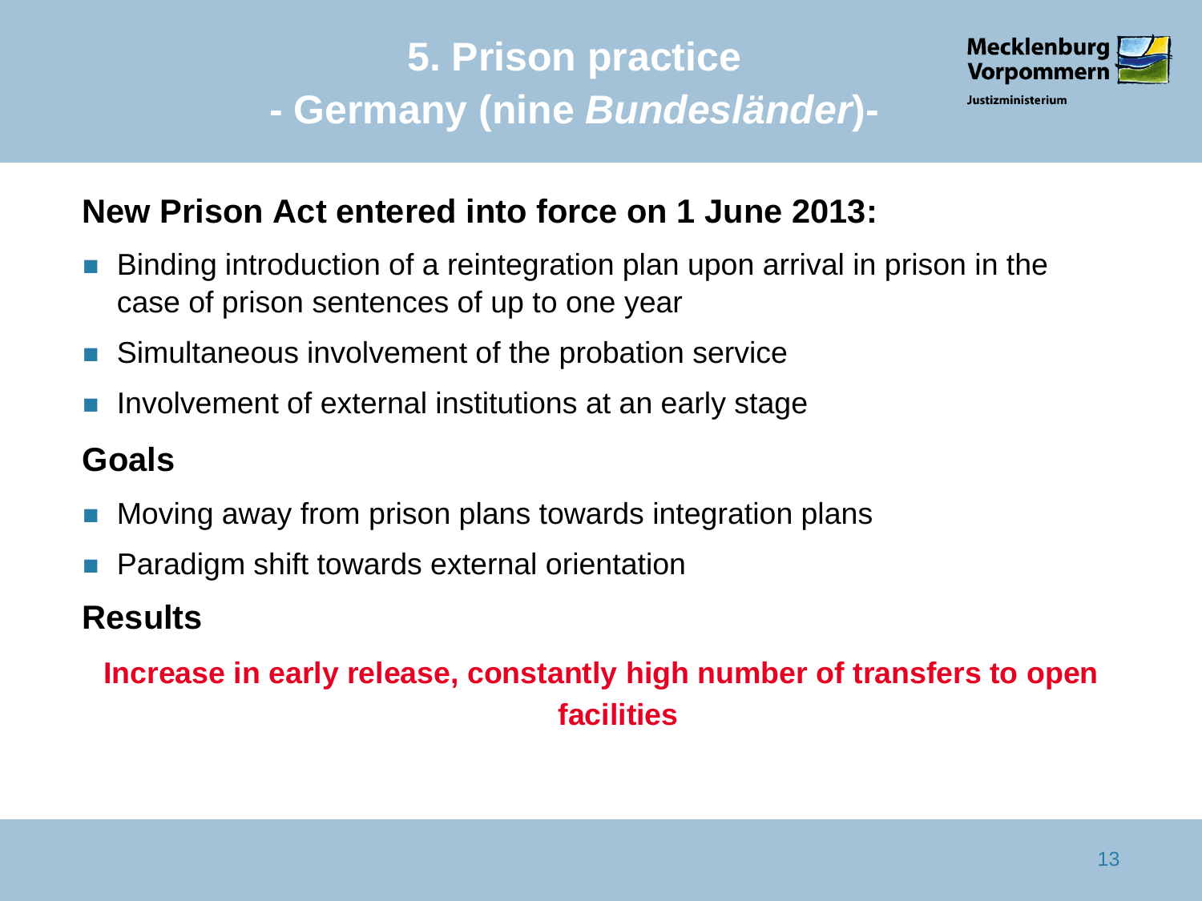# 5. Prison practice
# - Germany (nine *Bundesländer*)-

Mecklenburg Vorpommern
Justizministerium

**New Prison Act entered into force on 1 June 2013:**

- Binding introduction of a reintegration plan upon arrival in prison in the case of prison sentences of up to one year
- Simultaneous involvement of the probation service
- Involvement of external institutions at an early stage

**Goals**

- Moving away from prison plans towards integration plans
- Paradigm shift towards external orientation

**Results**

**Increase in early release, constantly high number of transfers to open facilities**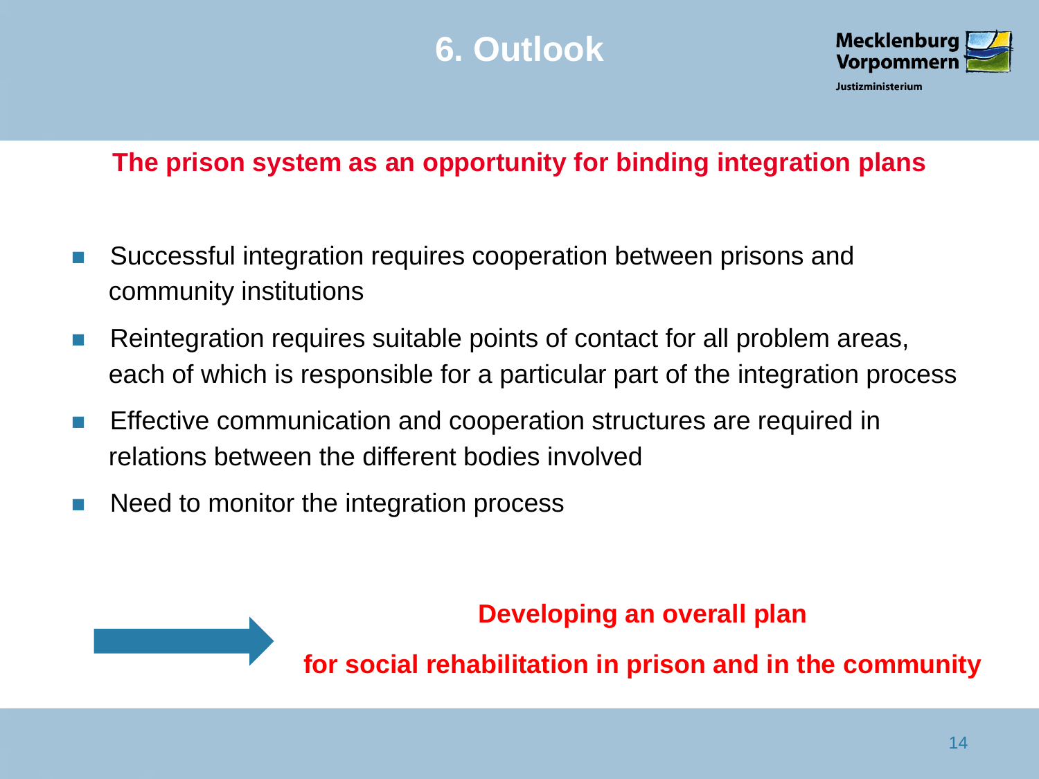# 6. Outlook

Mecklenburg Vorpommern
Justizministerium

**The prison system as an opportunity for binding integration plans**

- Successful integration requires cooperation between prisons and community institutions
- Reintegration requires suitable points of contact for all problem areas, each of which is responsible for a particular part of the integration process
- Effective communication and cooperation structures are required in relations between the different bodies involved
- Need to monitor the integration process

→ **Developing an overall plan for social rehabilitation in prison and in the community**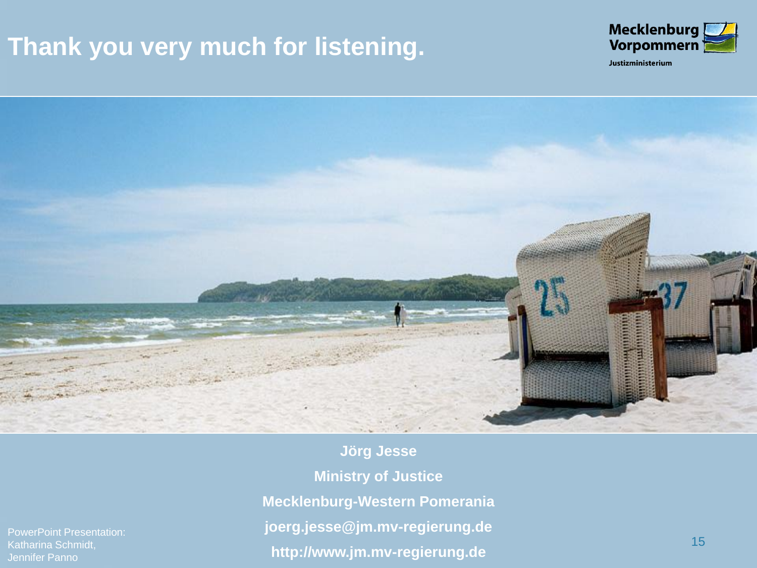# Thank you very much for listening.

Mecklenburg Vorpommern

Justizministerium

**Jörg Jesse**

**Ministry of Justice**

**Mecklenburg-Western Pomerania**

**joerg.jesse@jm.mv-regierung.de**

**http://www.jm.mv-regierung.de**

PowerPoint Presentation:
Katharina Schmidt,
Jennifer Panno